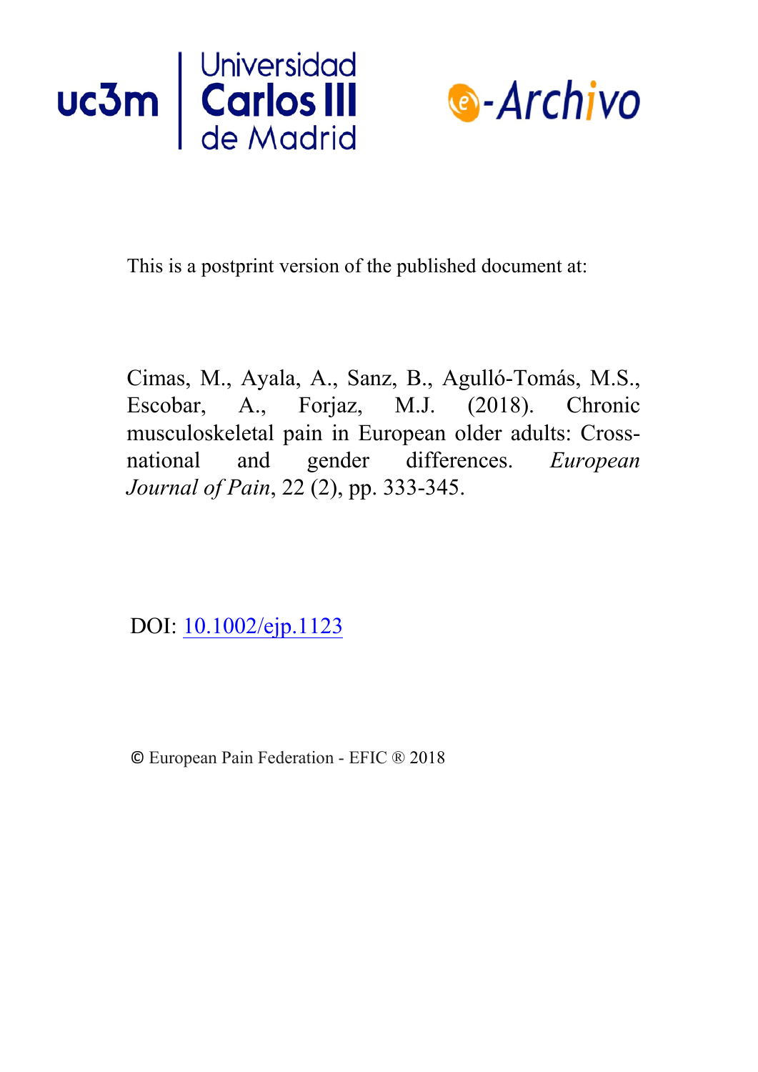This is a postprint version of the published document at:

Cimas, M., Ayala, A., Sanz, B., Agulló-Tomás, M.S., Escobar, A., Forjaz, M.J. (2018). Chronic musculoskeletal pain in European older adults: Cross-national and gender differences. *European Journal of Pain*, 22 (2), pp. 333-345.

DOI: [10.1002/ejp.1123](https://doi.org/10.1002/ejp.1123)

© European Pain Federation - EFIC ® 2018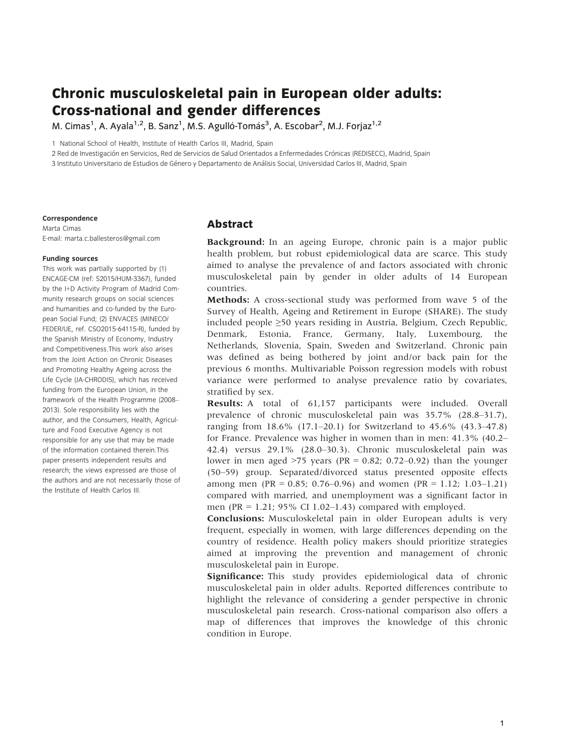# Chronic musculoskeletal pain in European older adults: Cross-national and gender differences

M. Cimas[1], A. Ayala[1,2], B. Sanz[1], M.S. Aguilló-Tomás[3], A. Escobar[2], M.J. Forjaz[1,2]

1 National School of Health, Institute of Health Carlos III, Madrid, Spain

2 Red de Investigación en Servicios, Red de Servicios de Salud Orientados a Enfermedades Crónicas (REDISECC), Madrid, Spain

3 Instituto Universitario de Estudios de Género y Departamento de Análisis Social, Universidad Carlos III, Madrid, Spain

**Correspondence**

Marta Cimas

E-mail: marta.c.ballesteros@gmail.com

**Funding sources**

This work was partially supported by (1) ENCAGE-CM (ref: S2015/HUM-3367), funded by the I+D Activity Program of Madrid Community research groups on social sciences and humanities and co-funded by the European Social Fund; (2) ENVACES (MINECO/FEDER/UE, ref. CSO2015-64115-R), funded by the Spanish Ministry of Economy, Industry and Competitiveness.This work also arises from the Joint Action on Chronic Diseases and Promoting Healthy Ageing across the Life Cycle (JA-CHRODIS), which has received funding from the European Union, in the framework of the Health Programme (2008–2013). Sole responsibility lies with the author, and the Consumers, Health, Agriculture and Food Executive Agency is not responsible for any use that may be made of the information contained therein.This paper presents independent results and research; the views expressed are those of the authors and are not necessarily those of the Institute of Health Carlos III.

## Abstract

**Background:** In an ageing Europe, chronic pain is a major public health problem, but robust epidemiological data are scarce. This study aimed to analyse the prevalence of and factors associated with chronic musculoskeletal pain by gender in older adults of 14 European countries.

**Methods:** A cross-sectional study was performed from wave 5 of the Survey of Health, Ageing and Retirement in Europe (SHARE). The study included people ≥50 years residing in Austria, Belgium, Czech Republic, Denmark, Estonia, France, Germany, Italy, Luxembourg, the Netherlands, Slovenia, Spain, Sweden and Switzerland. Chronic pain was defined as being bothered by joint and/or back pain for the previous 6 months. Multivariable Poisson regression models with robust variance were performed to analyse prevalence ratio by covariates, stratified by sex.

**Results:** A total of 61,157 participants were included. Overall prevalence of chronic musculoskeletal pain was 35.7% (28.8–31.7), ranging from 18.6% (17.1–20.1) for Switzerland to 45.6% (43.3–47.8) for France. Prevalence was higher in women than in men: 41.3% (40.2–42.4) versus 29.1% (28.0–30.3). Chronic musculoskeletal pain was lower in men aged >75 years (PR = 0.82; 0.72–0.92) than the younger (50–59) group. Separated/divorced status presented opposite effects among men (PR = 0.85; 0.76–0.96) and women (PR = 1.12; 1.03–1.21) compared with married, and unemployment was a significant factor in men (PR = 1.21; 95% CI 1.02–1.43) compared with employed.

**Conclusions:** Musculoskeletal pain in older European adults is very frequent, especially in women, with large differences depending on the country of residence. Health policy makers should prioritize strategies aimed at improving the prevention and management of chronic musculoskeletal pain in Europe.

**Significance:** This study provides epidemiological data of chronic musculoskeletal pain in older adults. Reported differences contribute to highlight the relevance of considering a gender perspective in chronic musculoskeletal pain research. Cross-national comparison also offers a map of differences that improves the knowledge of this chronic condition in Europe.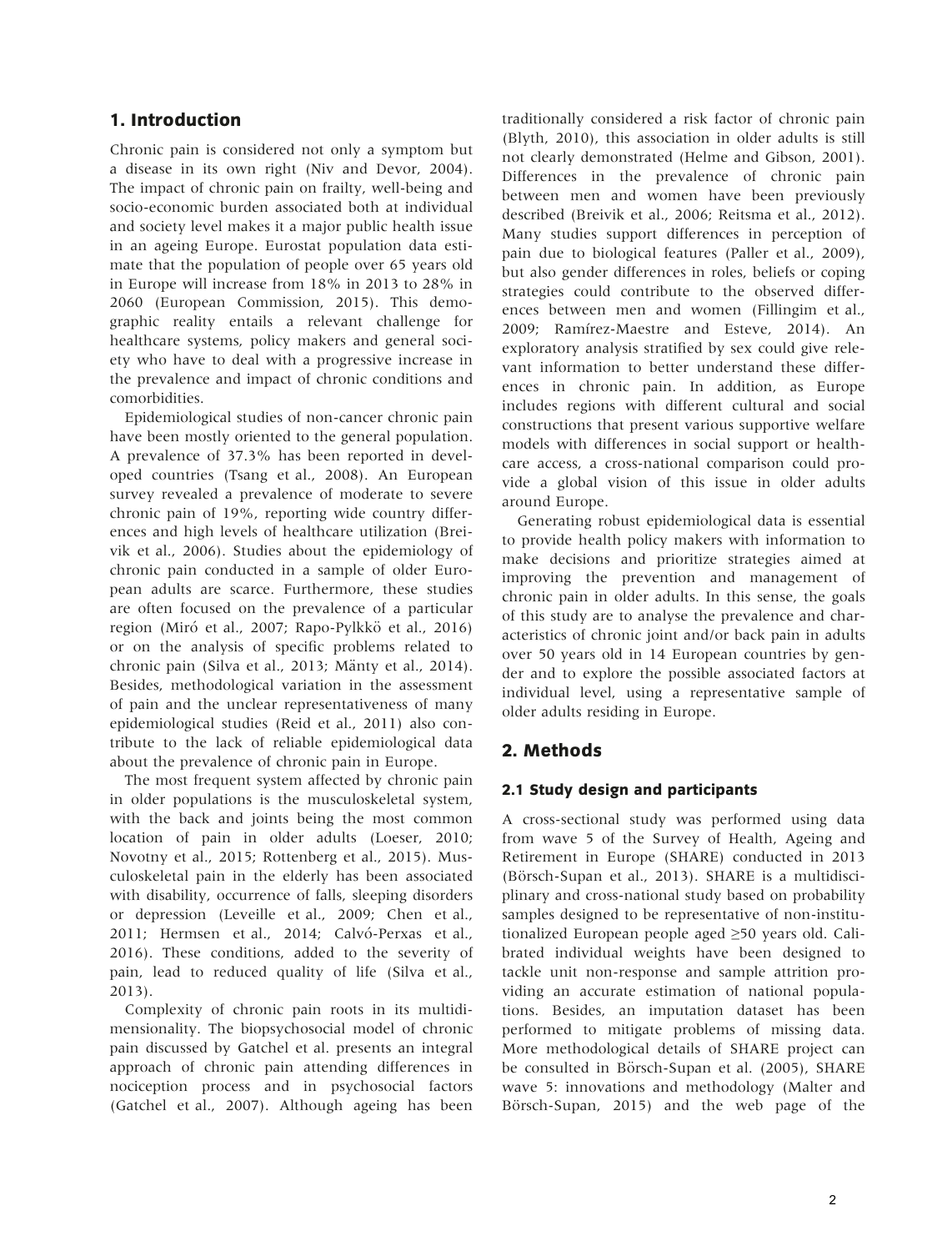## 1. Introduction

Chronic pain is considered not only a symptom but a disease in its own right (Niv and Devor, 2004). The impact of chronic pain on frailty, well-being and socio-economic burden associated both at individual and society level makes it a major public health issue in an ageing Europe. Eurostat population data estimate that the population of people over 65 years old in Europe will increase from 18% in 2013 to 28% in 2060 (European Commission, 2015). This demographic reality entails a relevant challenge for healthcare systems, policy makers and general society who have to deal with a progressive increase in the prevalence and impact of chronic conditions and comorbidities.

Epidemiological studies of non-cancer chronic pain have been mostly oriented to the general population. A prevalence of 37.3% has been reported in developed countries (Tsang et al., 2008). An European survey revealed a prevalence of moderate to severe chronic pain of 19%, reporting wide country differences and high levels of healthcare utilization (Breivik et al., 2006). Studies about the epidemiology of chronic pain conducted in a sample of older European adults are scarce. Furthermore, these studies are often focused on the prevalence of a particular region (Miró et al., 2007; Rapo-Pylkkö et al., 2016) or on the analysis of specific problems related to chronic pain (Silva et al., 2013; Mänty et al., 2014). Besides, methodological variation in the assessment of pain and the unclear representativeness of many epidemiological studies (Reid et al., 2011) also contribute to the lack of reliable epidemiological data about the prevalence of chronic pain in Europe.

The most frequent system affected by chronic pain in older populations is the musculoskeletal system, with the back and joints being the most common location of pain in older adults (Loeser, 2010; Novotny et al., 2015; Rottenberg et al., 2015). Musculoskeletal pain in the elderly has been associated with disability, occurrence of falls, sleeping disorders or depression (Leveille et al., 2009; Chen et al., 2011; Hermsen et al., 2014; Calvó-Perxas et al., 2016). These conditions, added to the severity of pain, lead to reduced quality of life (Silva et al., 2013).

Complexity of chronic pain roots in its multidimensionality. The biopsychosocial model of chronic pain discussed by Gatchel et al. presents an integral approach of chronic pain attending differences in nociception process and in psychosocial factors (Gatchel et al., 2007). Although ageing has been traditionally considered a risk factor of chronic pain (Blyth, 2010), this association in older adults is still not clearly demonstrated (Helme and Gibson, 2001). Differences in the prevalence of chronic pain between men and women have been previously described (Breivik et al., 2006; Reitsma et al., 2012). Many studies support differences in perception of pain due to biological features (Paller et al., 2009), but also gender differences in roles, beliefs or coping strategies could contribute to the observed differences between men and women (Fillingim et al., 2009; Ramírez-Maestre and Esteve, 2014). An exploratory analysis stratified by sex could give relevant information to better understand these differences in chronic pain. In addition, as Europe includes regions with different cultural and social constructions that present various supportive welfare models with differences in social support or healthcare access, a cross-national comparison could provide a global vision of this issue in older adults around Europe.

Generating robust epidemiological data is essential to provide health policy makers with information to make decisions and prioritize strategies aimed at improving the prevention and management of chronic pain in older adults. In this sense, the goals of this study are to analyse the prevalence and characteristics of chronic joint and/or back pain in adults over 50 years old in 14 European countries by gender and to explore the possible associated factors at individual level, using a representative sample of older adults residing in Europe.

## 2. Methods

### 2.1 Study design and participants

A cross-sectional study was performed using data from wave 5 of the Survey of Health, Ageing and Retirement in Europe (SHARE) conducted in 2013 (Börsch-Supan et al., 2013). SHARE is a multidisciplinary and cross-national study based on probability samples designed to be representative of non-institutionalized European people aged ≥50 years old. Calibrated individual weights have been designed to tackle unit non-response and sample attrition providing an accurate estimation of national populations. Besides, an imputation dataset has been performed to mitigate problems of missing data. More methodological details of SHARE project can be consulted in Börsch-Supan et al. (2005), SHARE wave 5: innovations and methodology (Malter and Börsch-Supan, 2015) and the web page of the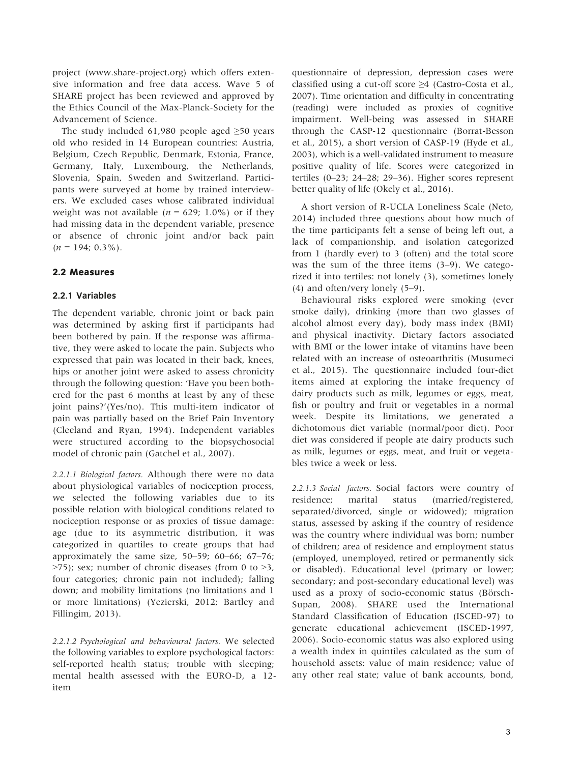project (www.share-project.org) which offers extensive information and free data access. Wave 5 of SHARE project has been reviewed and approved by the Ethics Council of the Max-Planck-Society for the Advancement of Science.

The study included 61,980 people aged ≥50 years old who resided in 14 European countries: Austria, Belgium, Czech Republic, Denmark, Estonia, France, Germany, Italy, Luxembourg, the Netherlands, Slovenia, Spain, Sweden and Switzerland. Participants were surveyed at home by trained interviewers. We excluded cases whose calibrated individual weight was not available ($n$ = 629; 1.0%) or if they had missing data in the dependent variable, presence or absence of chronic joint and/or back pain ($n$ = 194; 0.3%).

## 2.2 Measures

### 2.2.1 Variables

The dependent variable, chronic joint or back pain was determined by asking first if participants had been bothered by pain. If the response was affirmative, they were asked to locate the pain. Subjects who expressed that pain was located in their back, knees, hips or another joint were asked to assess chronicity through the following question: 'Have you been bothered for the past 6 months at least by any of these joint pains?'(Yes/no). This multi-item indicator of pain was partially based on the Brief Pain Inventory (Cleeland and Ryan, 1994). Independent variables were structured according to the biopsychosocial model of chronic pain (Gatchel et al., 2007).

*2.2.1.1 Biological factors.* Although there were no data about physiological variables of nociception process, we selected the following variables due to its possible relation with biological conditions related to nociception response or as proxies of tissue damage: age (due to its asymmetric distribution, it was categorized in quartiles to create groups that had approximately the same size, 50–59; 60–66; 67–76; >75); sex; number of chronic diseases (from 0 to >3, four categories; chronic pain not included); falling down; and mobility limitations (no limitations and 1 or more limitations) (Yezierski, 2012; Bartley and Fillingim, 2013).

*2.2.1.2 Psychological and behavioural factors.* We selected the following variables to explore psychological factors: self-reported health status; trouble with sleeping; mental health assessed with the EURO-D, a 12-item questionnaire of depression, depression cases were classified using a cut-off score ≥4 (Castro-Costa et al., 2007). Time orientation and difficulty in concentrating (reading) were included as proxies of cognitive impairment. Well-being was assessed in SHARE through the CASP-12 questionnaire (Borrat-Besson et al., 2015), a short version of CASP-19 (Hyde et al., 2003), which is a well-validated instrument to measure positive quality of life. Scores were categorized in tertiles (0–23; 24–28; 29–36). Higher scores represent better quality of life (Okely et al., 2016).

A short version of R-UCLA Loneliness Scale (Neto, 2014) included three questions about how much of the time participants felt a sense of being left out, a lack of companionship, and isolation categorized from 1 (hardly ever) to 3 (often) and the total score was the sum of the three items (3–9). We categorized it into tertiles: not lonely (3), sometimes lonely (4) and often/very lonely (5–9).

Behavioural risks explored were smoking (ever smoke daily), drinking (more than two glasses of alcohol almost every day), body mass index (BMI) and physical inactivity. Dietary factors associated with BMI or the lower intake of vitamins have been related with an increase of osteoarthritis (Musumeci et al., 2015). The questionnaire included four-diet items aimed at exploring the intake frequency of dairy products such as milk, legumes or eggs, meat, fish or poultry and fruit or vegetables in a normal week. Despite its limitations, we generated a dichotomous diet variable (normal/poor diet). Poor diet was considered if people ate dairy products such as milk, legumes or eggs, meat, and fruit or vegetables twice a week or less.

*2.2.1.3 Social factors.* Social factors were country of residence; marital status (married/registered, separated/divorced, single or widowed); migration status, assessed by asking if the country of residence was the country where individual was born; number of children; area of residence and employment status (employed, unemployed, retired or permanently sick or disabled). Educational level (primary or lower; secondary; and post-secondary educational level) was used as a proxy of socio-economic status (Börsch-Supan, 2008). SHARE used the International Standard Classification of Education (ISCED-97) to generate educational achievement (ISCED-1997, 2006). Socio-economic status was also explored using a wealth index in quintiles calculated as the sum of household assets: value of main residence; value of any other real state; value of bank accounts, bond,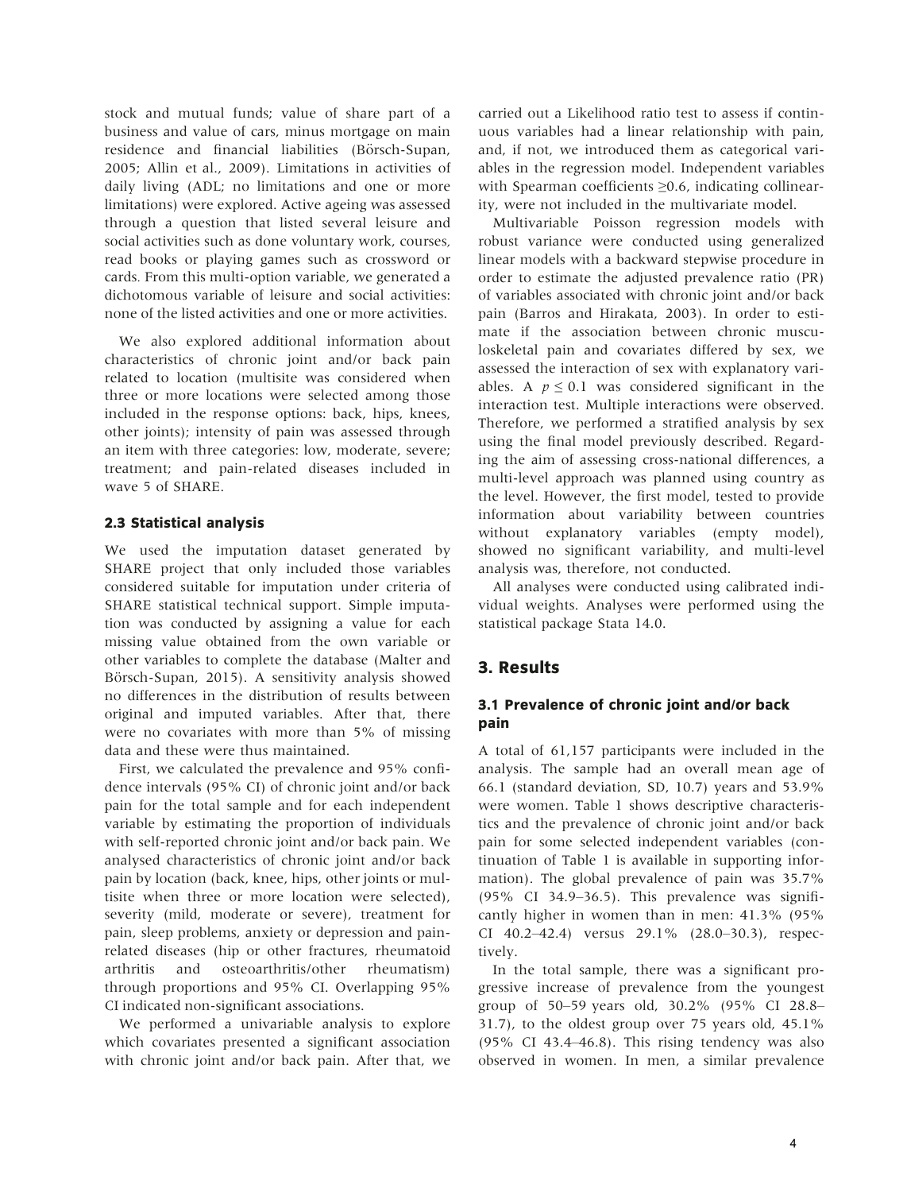stock and mutual funds; value of share part of a business and value of cars, minus mortgage on main residence and financial liabilities (Börsch-Supan, 2005; Allin et al., 2009). Limitations in activities of daily living (ADL; no limitations and one or more limitations) were explored. Active ageing was assessed through a question that listed several leisure and social activities such as done voluntary work, courses, read books or playing games such as crossword or cards. From this multi-option variable, we generated a dichotomous variable of leisure and social activities: none of the listed activities and one or more activities.

We also explored additional information about characteristics of chronic joint and/or back pain related to location (multisite was considered when three or more locations were selected among those included in the response options: back, hips, knees, other joints); intensity of pain was assessed through an item with three categories: low, moderate, severe; treatment; and pain-related diseases included in wave 5 of SHARE.

### 2.3 Statistical analysis

We used the imputation dataset generated by SHARE project that only included those variables considered suitable for imputation under criteria of SHARE statistical technical support. Simple imputation was conducted by assigning a value for each missing value obtained from the own variable or other variables to complete the database (Malter and Börsch-Supan, 2015). A sensitivity analysis showed no differences in the distribution of results between original and imputed variables. After that, there were no covariates with more than 5% of missing data and these were thus maintained.

First, we calculated the prevalence and 95% confidence intervals (95% CI) of chronic joint and/or back pain for the total sample and for each independent variable by estimating the proportion of individuals with self-reported chronic joint and/or back pain. We analysed characteristics of chronic joint and/or back pain by location (back, knee, hips, other joints or multisite when three or more location were selected), severity (mild, moderate or severe), treatment for pain, sleep problems, anxiety or depression and pain-related diseases (hip or other fractures, rheumatoid arthritis and osteoarthritis/other rheumatism) through proportions and 95% CI. Overlapping 95% CI indicated non-significant associations.

We performed a univariable analysis to explore which covariates presented a significant association with chronic joint and/or back pain. After that, we carried out a Likelihood ratio test to assess if continuous variables had a linear relationship with pain, and, if not, we introduced them as categorical variables in the regression model. Independent variables with Spearman coefficients ≥0.6, indicating collinearity, were not included in the multivariate model.

Multivariable Poisson regression models with robust variance were conducted using generalized linear models with a backward stepwise procedure in order to estimate the adjusted prevalence ratio (PR) of variables associated with chronic joint and/or back pain (Barros and Hirakata, 2003). In order to estimate if the association between chronic musculoskeletal pain and covariates differed by sex, we assessed the interaction of sex with explanatory variables. A $p \leq 0.1$ was considered significant in the interaction test. Multiple interactions were observed. Therefore, we performed a stratified analysis by sex using the final model previously described. Regarding the aim of assessing cross-national differences, a multi-level approach was planned using country as the level. However, the first model, tested to provide information about variability between countries without explanatory variables (empty model), showed no significant variability, and multi-level analysis was, therefore, not conducted.

All analyses were conducted using calibrated individual weights. Analyses were performed using the statistical package Stata 14.0.

## 3. Results

### 3.1 Prevalence of chronic joint and/or back pain

A total of 61,157 participants were included in the analysis. The sample had an overall mean age of 66.1 (standard deviation, SD, 10.7) years and 53.9% were women. Table 1 shows descriptive characteristics and the prevalence of chronic joint and/or back pain for some selected independent variables (continuation of Table 1 is available in supporting information). The global prevalence of pain was 35.7% (95% CI 34.9–36.5). This prevalence was significantly higher in women than in men: 41.3% (95% CI 40.2–42.4) versus 29.1% (28.0–30.3), respectively.

In the total sample, there was a significant progressive increase of prevalence from the youngest group of 50–59 years old, 30.2% (95% CI 28.8–31.7), to the oldest group over 75 years old, 45.1% (95% CI 43.4–46.8). This rising tendency was also observed in women. In men, a similar prevalence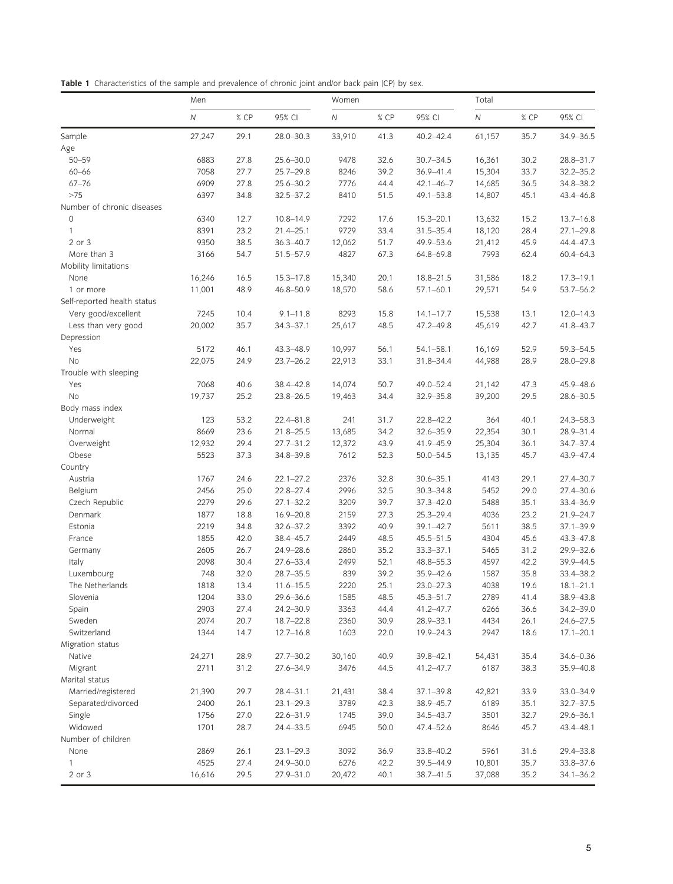**Table 1** Characteristics of the sample and prevalence of chronic joint and/or back pain (CP) by sex.

| | Men | | | Women | | | Total | | |
|---|---|---|---|---|---|---|---|---|---|
| | *N* | % CP | 95% CI | *N* | % CP | 95% CI | *N* | % CP | 95% CI |
| Sample | 27,247 | 29.1 | 28.0–30.3 | 33,910 | 41.3 | 40.2–42.4 | 61,157 | 35.7 | 34.9–36.5 |
| Age | | | | | | | | | |
| 50–59 | 6883 | 27.8 | 25.6–30.0 | 9478 | 32.6 | 30.7–34.5 | 16,361 | 30.2 | 28.8–31.7 |
| 60–66 | 7058 | 27.7 | 25.7–29.8 | 8246 | 39.2 | 36.9–41.4 | 15,304 | 33.7 | 32.2–35.2 |
| 67–76 | 6909 | 27.8 | 25.6–30.2 | 7776 | 44.4 | 42.1–46–7 | 14,685 | 36.5 | 34.8–38.2 |
| >75 | 6397 | 34.8 | 32.5–37.2 | 8410 | 51.5 | 49.1–53.8 | 14,807 | 45.1 | 43.4–46.8 |
| Number of chronic diseases | | | | | | | | | |
| 0 | 6340 | 12.7 | 10.8–14.9 | 7292 | 17.6 | 15.3–20.1 | 13,632 | 15.2 | 13.7–16.8 |
| 1 | 8391 | 23.2 | 21.4–25.1 | 9729 | 33.4 | 31.5–35.4 | 18,120 | 28.4 | 27.1–29.8 |
| 2 or 3 | 9350 | 38.5 | 36.3–40.7 | 12,062 | 51.7 | 49.9–53.6 | 21,412 | 45.9 | 44.4–47.3 |
| More than 3 | 3166 | 54.7 | 51.5–57.9 | 4827 | 67.3 | 64.8–69.8 | 7993 | 62.4 | 60.4–64.3 |
| Mobility limitations | | | | | | | | | |
| None | 16,246 | 16.5 | 15.3–17.8 | 15,340 | 20.1 | 18.8–21.5 | 31,586 | 18.2 | 17.3–19.1 |
| 1 or more | 11,001 | 48.9 | 46.8–50.9 | 18,570 | 58.6 | 57.1–60.1 | 29,571 | 54.9 | 53.7–56.2 |
| Self-reported health status | | | | | | | | | |
| Very good/excellent | 7245 | 10.4 | 9.1–11.8 | 8293 | 15.8 | 14.1–17.7 | 15,538 | 13.1 | 12.0–14.3 |
| Less than very good | 20,002 | 35.7 | 34.3–37.1 | 25,617 | 48.5 | 47.2–49.8 | 45,619 | 42.7 | 41.8–43.7 |
| Depression | | | | | | | | | |
| Yes | 5172 | 46.1 | 43.3–48.9 | 10,997 | 56.1 | 54.1–58.1 | 16,169 | 52.9 | 59.3–54.5 |
| No | 22,075 | 24.9 | 23.7–26.2 | 22,913 | 33.1 | 31.8–34.4 | 44,988 | 28.9 | 28.0–29.8 |
| Trouble with sleeping | | | | | | | | | |
| Yes | 7068 | 40.6 | 38.4–42.8 | 14,074 | 50.7 | 49.0–52.4 | 21,142 | 47.3 | 45.9–48.6 |
| No | 19,737 | 25.2 | 23.8–26.5 | 19,463 | 34.4 | 32.9–35.8 | 39,200 | 29.5 | 28.6–30.5 |
| Body mass index | | | | | | | | | |
| Underweight | 123 | 53.2 | 22.4–81.8 | 241 | 31.7 | 22.8–42.2 | 364 | 40.1 | 24.3–58.3 |
| Normal | 8669 | 23.6 | 21.8–25.5 | 13,685 | 34.2 | 32.6–35.9 | 22,354 | 30.1 | 28.9–31.4 |
| Overweight | 12,932 | 29.4 | 27.7–31.2 | 12,372 | 43.9 | 41.9–45.9 | 25,304 | 36.1 | 34.7–37.4 |
| Obese | 5523 | 37.3 | 34.8–39.8 | 7612 | 52.3 | 50.0–54.5 | 13,135 | 45.7 | 43.9–47.4 |
| Country | | | | | | | | | |
| Austria | 1767 | 24.6 | 22.1–27.2 | 2376 | 32.8 | 30.6–35.1 | 4143 | 29.1 | 27.4–30.7 |
| Belgium | 2456 | 25.0 | 22.8–27.4 | 2996 | 32.5 | 30.3–34.8 | 5452 | 29.0 | 27.4–30.6 |
| Czech Republic | 2279 | 29.6 | 27.1–32.2 | 3209 | 39.7 | 37.3–42.0 | 5488 | 35.1 | 33.4–36.9 |
| Denmark | 1877 | 18.8 | 16.9–20.8 | 2159 | 27.3 | 25.3–29.4 | 4036 | 23.2 | 21.9–24.7 |
| Estonia | 2219 | 34.8 | 32.6–37.2 | 3392 | 40.9 | 39.1–42.7 | 5611 | 38.5 | 37.1–39.9 |
| France | 1855 | 42.0 | 38.4–45.7 | 2449 | 48.5 | 45.5–51.5 | 4304 | 45.6 | 43.3–47.8 |
| Germany | 2605 | 26.7 | 24.9–28.6 | 2860 | 35.2 | 33.3–37.1 | 5465 | 31.2 | 29.9–32.6 |
| Italy | 2098 | 30.4 | 27.6–33.4 | 2499 | 52.1 | 48.8–55.3 | 4597 | 42.2 | 39.9–44.5 |
| Luxembourg | 748 | 32.0 | 28.7–35.5 | 839 | 39.2 | 35.9–42.6 | 1587 | 35.8 | 33.4–38.2 |
| The Netherlands | 1818 | 13.4 | 11.6–15.5 | 2220 | 25.1 | 23.0–27.3 | 4038 | 19.6 | 18.1–21.1 |
| Slovenia | 1204 | 33.0 | 29.6–36.6 | 1585 | 48.5 | 45.3–51.7 | 2789 | 41.4 | 38.9–43.8 |
| Spain | 2903 | 27.4 | 24.2–30.9 | 3363 | 44.4 | 41.2–47.7 | 6266 | 36.6 | 34.2–39.0 |
| Sweden | 2074 | 20.7 | 18.7–22.8 | 2360 | 30.9 | 28.9–33.1 | 4434 | 26.1 | 24.6–27.5 |
| Switzerland | 1344 | 14.7 | 12.7–16.8 | 1603 | 22.0 | 19.9–24.3 | 2947 | 18.6 | 17.1–20.1 |
| Migration status | | | | | | | | | |
| Native | 24,271 | 28.9 | 27.7–30.2 | 30,160 | 40.9 | 39.8–42.1 | 54,431 | 35.4 | 34.6–0.36 |
| Migrant | 2711 | 31.2 | 27.6–34.9 | 3476 | 44.5 | 41.2–47.7 | 6187 | 38.3 | 35.9–40.8 |
| Marital status | | | | | | | | | |
| Married/registered | 21,390 | 29.7 | 28.4–31.1 | 21,431 | 38.4 | 37.1–39.8 | 42,821 | 33.9 | 33.0–34.9 |
| Separated/divorced | 2400 | 26.1 | 23.1–29.3 | 3789 | 42.3 | 38.9–45.7 | 6189 | 35.1 | 32.7–37.5 |
| Single | 1756 | 27.0 | 22.6–31.9 | 1745 | 39.0 | 34.5–43.7 | 3501 | 32.7 | 29.6–36.1 |
| Widowed | 1701 | 28.7 | 24.4–33.5 | 6945 | 50.0 | 47.4–52.6 | 8646 | 45.7 | 43.4–48.1 |
| Number of children | | | | | | | | | |
| None | 2869 | 26.1 | 23.1–29.3 | 3092 | 36.9 | 33.8–40.2 | 5961 | 31.6 | 29.4–33.8 |
| 1 | 4525 | 27.4 | 24.9–30.0 | 6276 | 42.2 | 39.5–44.9 | 10,801 | 35.7 | 33.8–37.6 |
| 2 or 3 | 16,616 | 29.5 | 27.9–31.0 | 20,472 | 40.1 | 38.7–41.5 | 37,088 | 35.2 | 34.1–36.2 |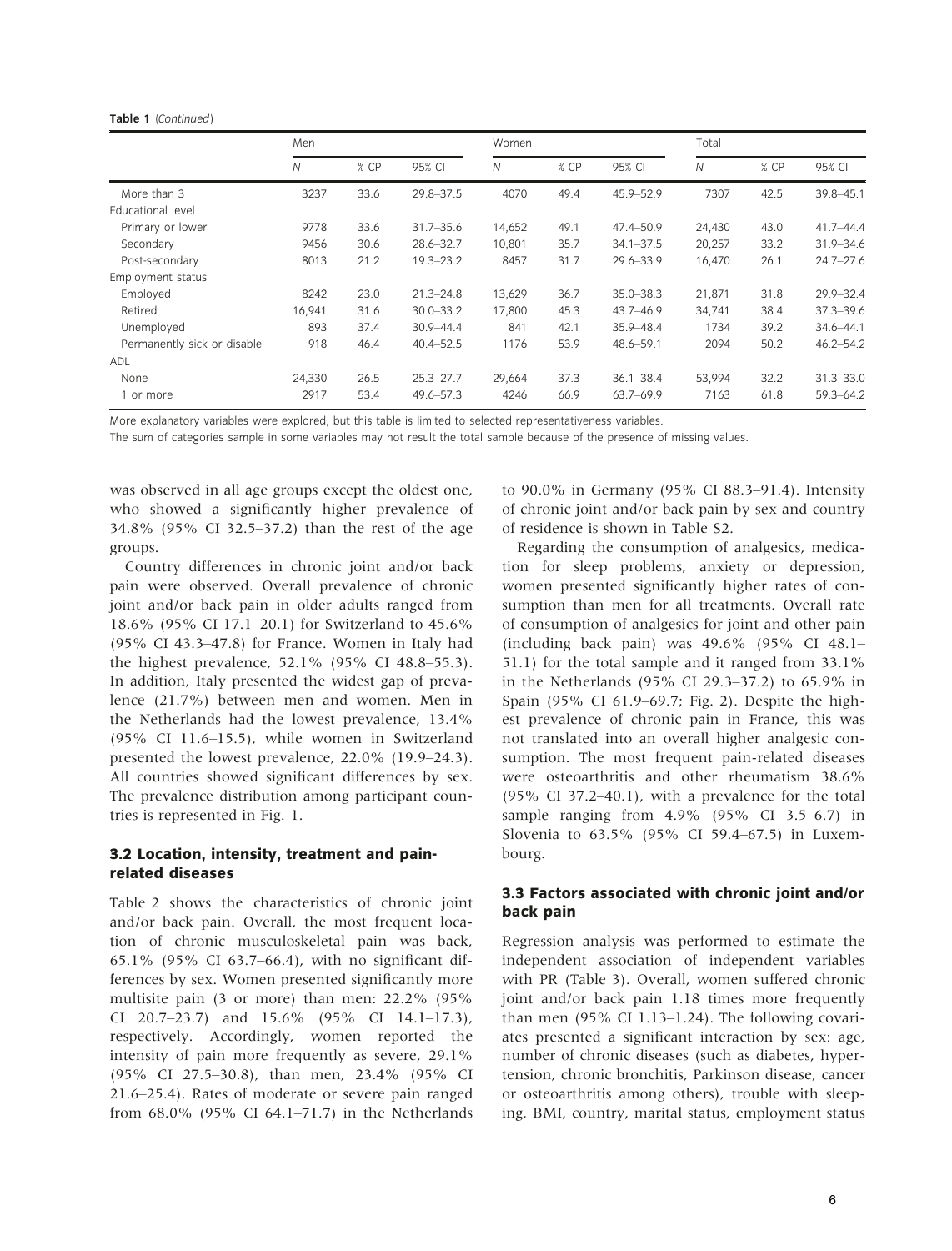**Table 1** (*Continued*)

| | Men | | | Women | | | Total | | |
|---|---|---|---|---|---|---|---|---|---|
| | *N* | % CP | 95% CI | *N* | % CP | 95% CI | *N* | % CP | 95% CI |
| More than 3 | 3237 | 33.6 | 29.8–37.5 | 4070 | 49.4 | 45.9–52.9 | 7307 | 42.5 | 39.8–45.1 |
| Educational level | | | | | | | | | |
| Primary or lower | 9778 | 33.6 | 31.7–35.6 | 14,652 | 49.1 | 47.4–50.9 | 24,430 | 43.0 | 41.7–44.4 |
| Secondary | 9456 | 30.6 | 28.6–32.7 | 10,801 | 35.7 | 34.1–37.5 | 20,257 | 33.2 | 31.9–34.6 |
| Post-secondary | 8013 | 21.2 | 19.3–23.2 | 8457 | 31.7 | 29.6–33.9 | 16,470 | 26.1 | 24.7–27.6 |
| Employment status | | | | | | | | | |
| Employed | 8242 | 23.0 | 21.3–24.8 | 13,629 | 36.7 | 35.0–38.3 | 21,871 | 31.8 | 29.9–32.4 |
| Retired | 16,941 | 31.6 | 30.0–33.2 | 17,800 | 45.3 | 43.7–46.9 | 34,741 | 38.4 | 37.3–39.6 |
| Unemployed | 893 | 37.4 | 30.9–44.4 | 841 | 42.1 | 35.9–48.4 | 1734 | 39.2 | 34.6–44.1 |
| Permanently sick or disable | 918 | 46.4 | 40.4–52.5 | 1176 | 53.9 | 48.6–59.1 | 2094 | 50.2 | 46.2–54.2 |
| ADL | | | | | | | | | |
| None | 24,330 | 26.5 | 25.3–27.7 | 29,664 | 37.3 | 36.1–38.4 | 53,994 | 32.2 | 31.3–33.0 |
| 1 or more | 2917 | 53.4 | 49.6–57.3 | 4246 | 66.9 | 63.7–69.9 | 7163 | 61.8 | 59.3–64.2 |

More explanatory variables were explored, but this table is limited to selected representativeness variables.

The sum of categories sample in some variables may not result the total sample because of the presence of missing values.

was observed in all age groups except the oldest one, who showed a significantly higher prevalence of 34.8% (95% CI 32.5–37.2) than the rest of the age groups.

Country differences in chronic joint and/or back pain were observed. Overall prevalence of chronic joint and/or back pain in older adults ranged from 18.6% (95% CI 17.1–20.1) for Switzerland to 45.6% (95% CI 43.3–47.8) for France. Women in Italy had the highest prevalence, 52.1% (95% CI 48.8–55.3). In addition, Italy presented the widest gap of prevalence (21.7%) between men and women. Men in the Netherlands had the lowest prevalence, 13.4% (95% CI 11.6–15.5), while women in Switzerland presented the lowest prevalence, 22.0% (19.9–24.3). All countries showed significant differences by sex. The prevalence distribution among participant countries is represented in Fig. 1.

### 3.2 Location, intensity, treatment and pain-related diseases

Table 2 shows the characteristics of chronic joint and/or back pain. Overall, the most frequent location of chronic musculoskeletal pain was back, 65.1% (95% CI 63.7–66.4), with no significant differences by sex. Women presented significantly more multisite pain (3 or more) than men: 22.2% (95% CI 20.7–23.7) and 15.6% (95% CI 14.1–17.3), respectively. Accordingly, women reported the intensity of pain more frequently as severe, 29.1% (95% CI 27.5–30.8), than men, 23.4% (95% CI 21.6–25.4). Rates of moderate or severe pain ranged from 68.0% (95% CI 64.1–71.7) in the Netherlands to 90.0% in Germany (95% CI 88.3–91.4). Intensity of chronic joint and/or back pain by sex and country of residence is shown in Table S2.

Regarding the consumption of analgesics, medication for sleep problems, anxiety or depression, women presented significantly higher rates of consumption than men for all treatments. Overall rate of consumption of analgesics for joint and other pain (including back pain) was 49.6% (95% CI 48.1–51.1) for the total sample and it ranged from 33.1% in the Netherlands (95% CI 29.3–37.2) to 65.9% in Spain (95% CI 61.9–69.7; Fig. 2). Despite the highest prevalence of chronic pain in France, this was not translated into an overall higher analgesic consumption. The most frequent pain-related diseases were osteoarthritis and other rheumatism 38.6% (95% CI 37.2–40.1), with a prevalence for the total sample ranging from 4.9% (95% CI 3.5–6.7) in Slovenia to 63.5% (95% CI 59.4–67.5) in Luxembourg.

### 3.3 Factors associated with chronic joint and/or back pain

Regression analysis was performed to estimate the independent association of independent variables with PR (Table 3). Overall, women suffered chronic joint and/or back pain 1.18 times more frequently than men (95% CI 1.13–1.24). The following covariates presented a significant interaction by sex: age, number of chronic diseases (such as diabetes, hypertension, chronic bronchitis, Parkinson disease, cancer or osteoarthritis among others), trouble with sleeping, BMI, country, marital status, employment status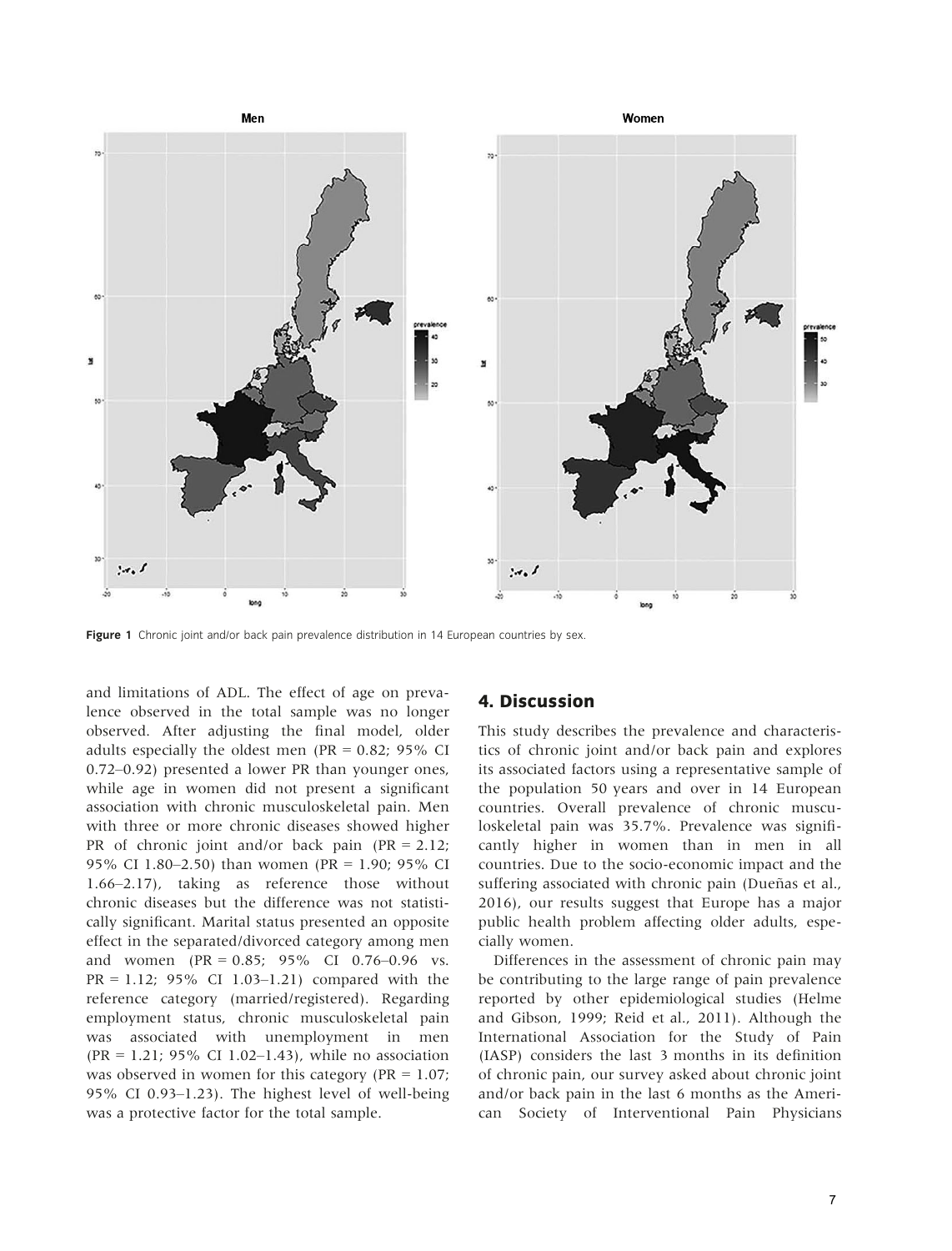Men

Women

prevalence

40

30

20

prevalence

50

40

30

lat

long

70

60

50

40

30

-20

-10

0

10

20

30

**Figure 1** Chronic joint and/or back pain prevalence distribution in 14 European countries by sex.

and limitations of ADL. The effect of age on prevalence observed in the total sample was no longer observed. After adjusting the final model, older adults especially the oldest men (PR = 0.82; 95% CI 0.72–0.92) presented a lower PR than younger ones, while age in women did not present a significant association with chronic musculoskeletal pain. Men with three or more chronic diseases showed higher PR of chronic joint and/or back pain (PR = 2.12; 95% CI 1.80–2.50) than women (PR = 1.90; 95% CI 1.66–2.17), taking as reference those without chronic diseases but the difference was not statistically significant. Marital status presented an opposite effect in the separated/divorced category among men and women (PR = 0.85; 95% CI 0.76–0.96 vs. PR = 1.12; 95% CI 1.03–1.21) compared with the reference category (married/registered). Regarding employment status, chronic musculoskeletal pain was associated with unemployment in men (PR = 1.21; 95% CI 1.02–1.43), while no association was observed in women for this category (PR = 1.07; 95% CI 0.93–1.23). The highest level of well-being was a protective factor for the total sample.

## 4. Discussion

This study describes the prevalence and characteristics of chronic joint and/or back pain and explores its associated factors using a representative sample of the population 50 years and over in 14 European countries. Overall prevalence of chronic musculoskeletal pain was 35.7%. Prevalence was significantly higher in women than in men in all countries. Due to the socio-economic impact and the suffering associated with chronic pain (Dueñas et al., 2016), our results suggest that Europe has a major public health problem affecting older adults, especially women.

Differences in the assessment of chronic pain may be contributing to the large range of pain prevalence reported by other epidemiological studies (Helme and Gibson, 1999; Reid et al., 2011). Although the International Association for the Study of Pain (IASP) considers the last 3 months in its definition of chronic pain, our survey asked about chronic joint and/or back pain in the last 6 months as the American Society of Interventional Pain Physicians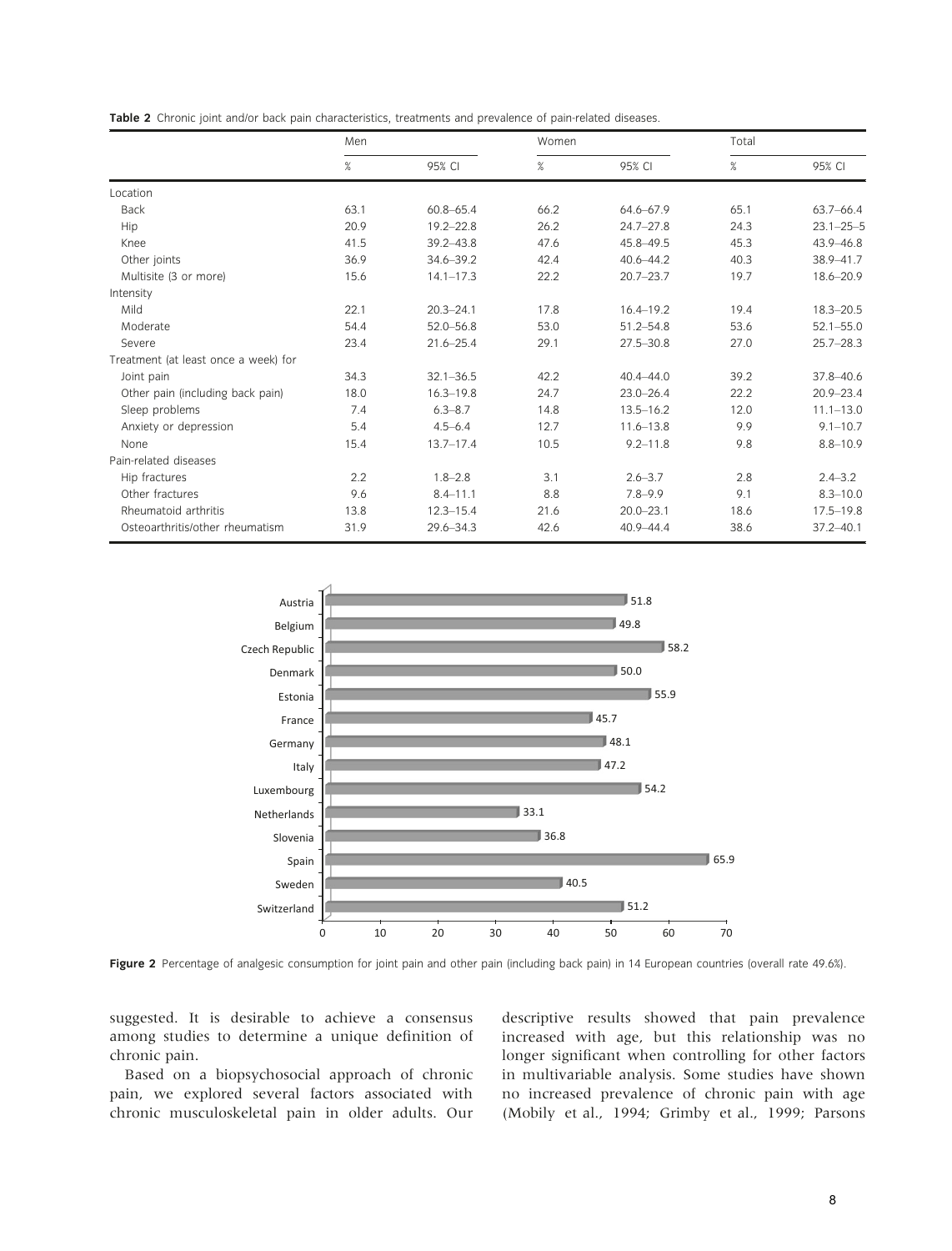**Table 2** Chronic joint and/or back pain characteristics, treatments and prevalence of pain-related diseases.

| | Men | | Women | | Total | |
|---|---|---|---|---|---|---|
| | % | 95% CI | % | 95% CI | % | 95% CI |
| Location | | | | | | |
| Back | 63.1 | 60.8–65.4 | 66.2 | 64.6–67.9 | 65.1 | 63.7–66.4 |
| Hip | 20.9 | 19.2–22.8 | 26.2 | 24.7–27.8 | 24.3 | 23.1–25–5 |
| Knee | 41.5 | 39.2–43.8 | 47.6 | 45.8–49.5 | 45.3 | 43.9–46.8 |
| Other joints | 36.9 | 34.6–39.2 | 42.4 | 40.6–44.2 | 40.3 | 38.9–41.7 |
| Multisite (3 or more) | 15.6 | 14.1–17.3 | 22.2 | 20.7–23.7 | 19.7 | 18.6–20.9 |
| Intensity | | | | | | |
| Mild | 22.1 | 20.3–24.1 | 17.8 | 16.4–19.2 | 19.4 | 18.3–20.5 |
| Moderate | 54.4 | 52.0–56.8 | 53.0 | 51.2–54.8 | 53.6 | 52.1–55.0 |
| Severe | 23.4 | 21.6–25.4 | 29.1 | 27.5–30.8 | 27.0 | 25.7–28.3 |
| Treatment (at least once a week) for | | | | | | |
| Joint pain | 34.3 | 32.1–36.5 | 42.2 | 40.4–44.0 | 39.2 | 37.8–40.6 |
| Other pain (including back pain) | 18.0 | 16.3–19.8 | 24.7 | 23.0–26.4 | 22.2 | 20.9–23.4 |
| Sleep problems | 7.4 | 6.3–8.7 | 14.8 | 13.5–16.2 | 12.0 | 11.1–13.0 |
| Anxiety or depression | 5.4 | 4.5–6.4 | 12.7 | 11.6–13.8 | 9.9 | 9.1–10.7 |
| None | 15.4 | 13.7–17.4 | 10.5 | 9.2–11.8 | 9.8 | 8.8–10.9 |
| Pain-related diseases | | | | | | |
| Hip fractures | 2.2 | 1.8–2.8 | 3.1 | 2.6–3.7 | 2.8 | 2.4–3.2 |
| Other fractures | 9.6 | 8.4–11.1 | 8.8 | 7.8–9.9 | 9.1 | 8.3–10.0 |
| Rheumatoid arthritis | 13.8 | 12.3–15.4 | 21.6 | 20.0–23.1 | 18.6 | 17.5–19.8 |
| Osteoarthritis/other rheumatism | 31.9 | 29.6–34.3 | 42.6 | 40.9–44.4 | 38.6 | 37.2–40.1 |

Austria 51.8
Belgium 49.8
Czech Republic 58.2
Denmark 50.0
Estonia 55.9
France 45.7
Germany 48.1
Italy 47.2
Luxembourg 54.2
Netherlands 33.1
Slovenia 36.8
Spain 65.9
Sweden 40.5
Switzerland 51.2
0 10 20 30 40 50 60 70

**Figure 2** Percentage of analgesic consumption for joint pain and other pain (including back pain) in 14 European countries (overall rate 49.6%).

suggested. It is desirable to achieve a consensus among studies to determine a unique definition of chronic pain.

Based on a biopsychosocial approach of chronic pain, we explored several factors associated with chronic musculoskeletal pain in older adults. Our descriptive results showed that pain prevalence increased with age, but this relationship was no longer significant when controlling for other factors in multivariable analysis. Some studies have shown no increased prevalence of chronic pain with age (Mobily et al., 1994; Grimby et al., 1999; Parsons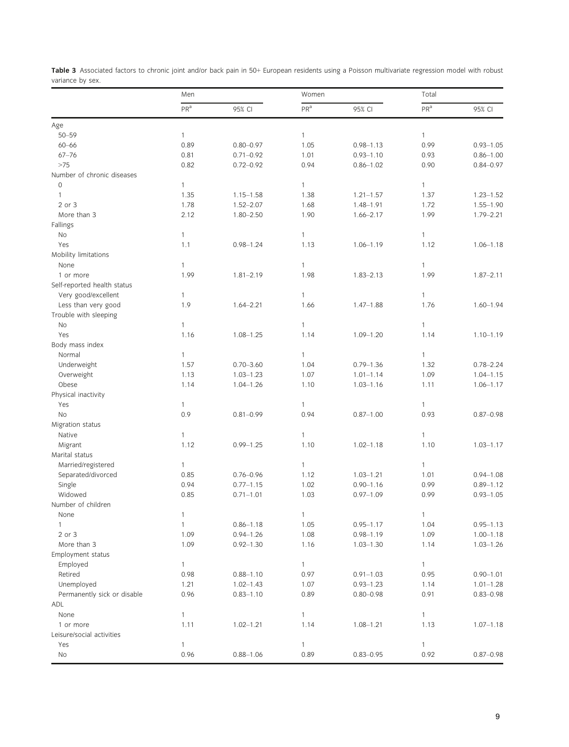**Table 3** Associated factors to chronic joint and/or back pain in 50+ European residents using a Poisson multivariate regression model with robust variance by sex.

| | Men | | Women | | Total | |
|---|---|---|---|---|---|---|
| | PR[a] | 95% CI | PR[a] | 95% CI | PR[a] | 95% CI |
| Age | | | | | | |
| 50–59 | 1 | | 1 | | 1 | |
| 60–66 | 0.89 | 0.80–0.97 | 1.05 | 0.98–1.13 | 0.99 | 0.93–1.05 |
| 67–76 | 0.81 | 0.71–0.92 | 1.01 | 0.93–1.10 | 0.93 | 0.86–1.00 |
| >75 | 0.82 | 0.72–0.92 | 0.94 | 0.86–1.02 | 0.90 | 0.84–0.97 |
| Number of chronic diseases | | | | | | |
| 0 | 1 | | 1 | | 1 | |
| 1 | 1.35 | 1.15–1.58 | 1.38 | 1.21–1.57 | 1.37 | 1.23–1.52 |
| 2 or 3 | 1.78 | 1.52–2.07 | 1.68 | 1.48–1.91 | 1.72 | 1.55–1.90 |
| More than 3 | 2.12 | 1.80–2.50 | 1.90 | 1.66–2.17 | 1.99 | 1.79–2.21 |
| Fallings | | | | | | |
| No | 1 | | 1 | | 1 | |
| Yes | 1.1 | 0.98–1.24 | 1.13 | 1.06–1.19 | 1.12 | 1.06–1.18 |
| Mobility limitations | | | | | | |
| None | 1 | | 1 | | 1 | |
| 1 or more | 1.99 | 1.81–2.19 | 1.98 | 1.83–2.13 | 1.99 | 1.87–2.11 |
| Self-reported health status | | | | | | |
| Very good/excellent | 1 | | 1 | | 1 | |
| Less than very good | 1.9 | 1.64–2.21 | 1.66 | 1.47–1.88 | 1.76 | 1.60–1.94 |
| Trouble with sleeping | | | | | | |
| No | 1 | | 1 | | 1 | |
| Yes | 1.16 | 1.08–1.25 | 1.14 | 1.09–1.20 | 1.14 | 1.10–1.19 |
| Body mass index | | | | | | |
| Normal | 1 | | 1 | | 1 | |
| Underweight | 1.57 | 0.70–3.60 | 1.04 | 0.79–1.36 | 1.32 | 0.78–2.24 |
| Overweight | 1.13 | 1.03–1.23 | 1.07 | 1.01–1.14 | 1.09 | 1.04–1.15 |
| Obese | 1.14 | 1.04–1.26 | 1.10 | 1.03–1.16 | 1.11 | 1.06–1.17 |
| Physical inactivity | | | | | | |
| Yes | 1 | | 1 | | 1 | |
| No | 0.9 | 0.81–0.99 | 0.94 | 0.87–1.00 | 0.93 | 0.87–0.98 |
| Migration status | | | | | | |
| Native | 1 | | 1 | | 1 | |
| Migrant | 1.12 | 0.99–1.25 | 1.10 | 1.02–1.18 | 1.10 | 1.03–1.17 |
| Marital status | | | | | | |
| Married/registered | 1 | | 1 | | 1 | |
| Separated/divorced | 0.85 | 0.76–0.96 | 1.12 | 1.03–1.21 | 1.01 | 0.94–1.08 |
| Single | 0.94 | 0.77–1.15 | 1.02 | 0.90–1.16 | 0.99 | 0.89–1.12 |
| Widowed | 0.85 | 0.71–1.01 | 1.03 | 0.97–1.09 | 0.99 | 0.93–1.05 |
| Number of children | | | | | | |
| None | 1 | | 1 | | 1 | |
| 1 | 1 | 0.86–1.18 | 1.05 | 0.95–1.17 | 1.04 | 0.95–1.13 |
| 2 or 3 | 1.09 | 0.94–1.26 | 1.08 | 0.98–1.19 | 1.09 | 1.00–1.18 |
| More than 3 | 1.09 | 0.92–1.30 | 1.16 | 1.03–1.30 | 1.14 | 1.03–1.26 |
| Employment status | | | | | | |
| Employed | 1 | | 1 | | 1 | |
| Retired | 0.98 | 0.88–1.10 | 0.97 | 0.91–1.03 | 0.95 | 0.90–1.01 |
| Unemployed | 1.21 | 1.02–1.43 | 1.07 | 0.93–1.23 | 1.14 | 1.01–1.28 |
| Permanently sick or disable | 0.96 | 0.83–1.10 | 0.89 | 0.80–0.98 | 0.91 | 0.83–0.98 |
| ADL | | | | | | |
| None | 1 | | 1 | | 1 | |
| 1 or more | 1.11 | 1.02–1.21 | 1.14 | 1.08–1.21 | 1.13 | 1.07–1.18 |
| Leisure/social activities | | | | | | |
| Yes | 1 | | 1 | | 1 | |
| No | 0.96 | 0.88–1.06 | 0.89 | 0.83–0.95 | 0.92 | 0.87–0.98 |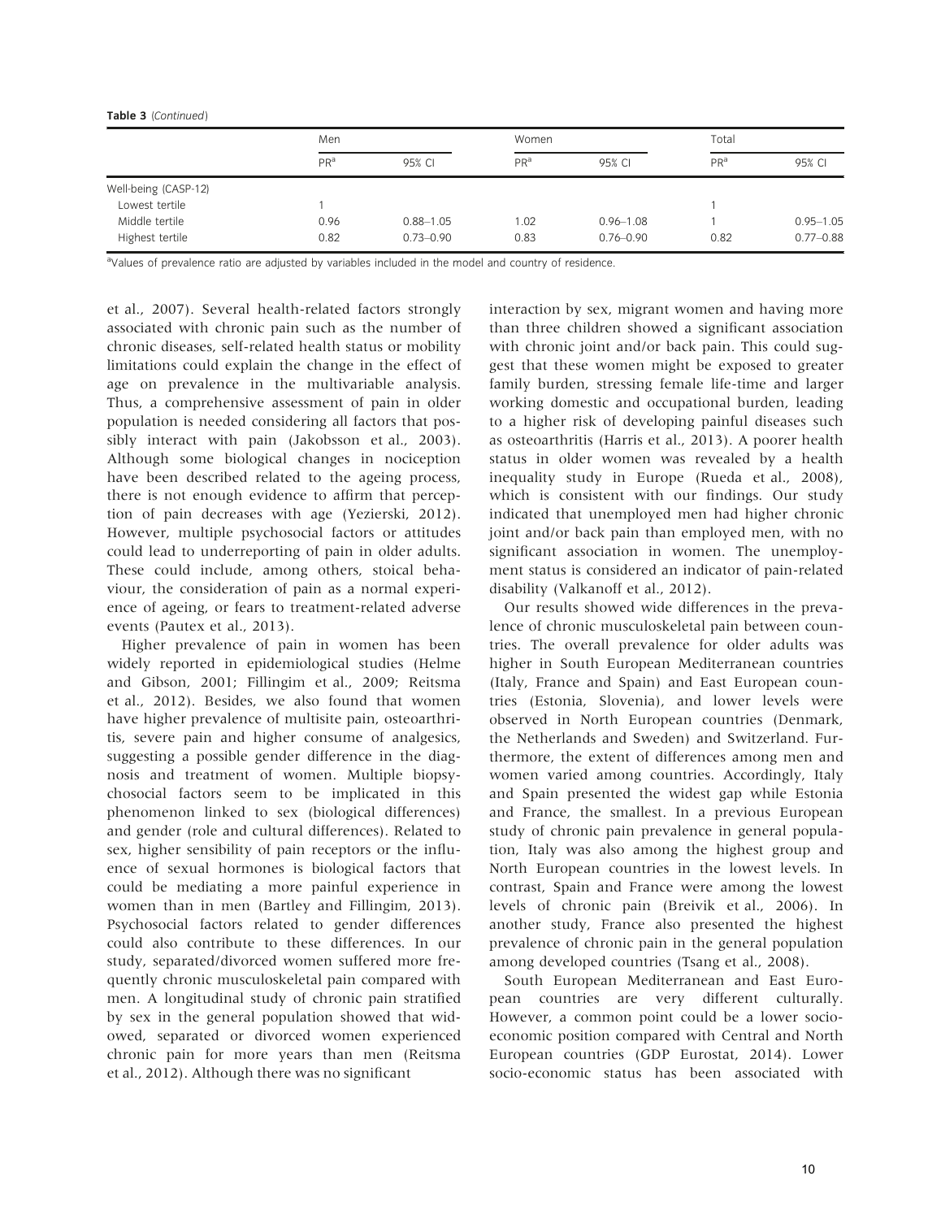**Table 3** (*Continued*)

| | Men | | Women | | Total | |
|---|---|---|---|---|---|---|
| | PR[a] | 95% CI | PR[a] | 95% CI | PR[a] | 95% CI |
| Well-being (CASP-12) | | | | | | |
| Lowest tertile | 1 | | | | 1 | |
| Middle tertile | 0.96 | 0.88–1.05 | 1.02 | 0.96–1.08 | 1 | 0.95–1.05 |
| Highest tertile | 0.82 | 0.73–0.90 | 0.83 | 0.76–0.90 | 0.82 | 0.77–0.88 |

[a]Values of prevalence ratio are adjusted by variables included in the model and country of residence.

et al., 2007). Several health-related factors strongly associated with chronic pain such as the number of chronic diseases, self-related health status or mobility limitations could explain the change in the effect of age on prevalence in the multivariable analysis. Thus, a comprehensive assessment of pain in older population is needed considering all factors that possibly interact with pain (Jakobsson et al., 2003). Although some biological changes in nociception have been described related to the ageing process, there is not enough evidence to affirm that perception of pain decreases with age (Yezierski, 2012). However, multiple psychosocial factors or attitudes could lead to underreporting of pain in older adults. These could include, among others, stoical behaviour, the consideration of pain as a normal experience of ageing, or fears to treatment-related adverse events (Pautex et al., 2013).

Higher prevalence of pain in women has been widely reported in epidemiological studies (Helme and Gibson, 2001; Fillingim et al., 2009; Reitsma et al., 2012). Besides, we also found that women have higher prevalence of multisite pain, osteoarthritis, severe pain and higher consume of analgesics, suggesting a possible gender difference in the diagnosis and treatment of women. Multiple biopsychosocial factors seem to be implicated in this phenomenon linked to sex (biological differences) and gender (role and cultural differences). Related to sex, higher sensibility of pain receptors or the influence of sexual hormones is biological factors that could be mediating a more painful experience in women than in men (Bartley and Fillingim, 2013). Psychosocial factors related to gender differences could also contribute to these differences. In our study, separated/divorced women suffered more frequently chronic musculoskeletal pain compared with men. A longitudinal study of chronic pain stratified by sex in the general population showed that widowed, separated or divorced women experienced chronic pain for more years than men (Reitsma et al., 2012). Although there was no significant interaction by sex, migrant women and having more than three children showed a significant association with chronic joint and/or back pain. This could suggest that these women might be exposed to greater family burden, stressing female life-time and larger working domestic and occupational burden, leading to a higher risk of developing painful diseases such as osteoarthritis (Harris et al., 2013). A poorer health status in older women was revealed by a health inequality study in Europe (Rueda et al., 2008), which is consistent with our findings. Our study indicated that unemployed men had higher chronic joint and/or back pain than employed men, with no significant association in women. The unemployment status is considered an indicator of pain-related disability (Valkanoff et al., 2012).

Our results showed wide differences in the prevalence of chronic musculoskeletal pain between countries. The overall prevalence for older adults was higher in South European Mediterranean countries (Italy, France and Spain) and East European countries (Estonia, Slovenia), and lower levels were observed in North European countries (Denmark, the Netherlands and Sweden) and Switzerland. Furthermore, the extent of differences among men and women varied among countries. Accordingly, Italy and Spain presented the widest gap while Estonia and France, the smallest. In a previous European study of chronic pain prevalence in general population, Italy was also among the highest group and North European countries in the lowest levels. In contrast, Spain and France were among the lowest levels of chronic pain (Breivik et al., 2006). In another study, France also presented the highest prevalence of chronic pain in the general population among developed countries (Tsang et al., 2008).

South European Mediterranean and East European countries are very different culturally. However, a common point could be a lower socio-economic position compared with Central and North European countries (GDP Eurostat, 2014). Lower socio-economic status has been associated with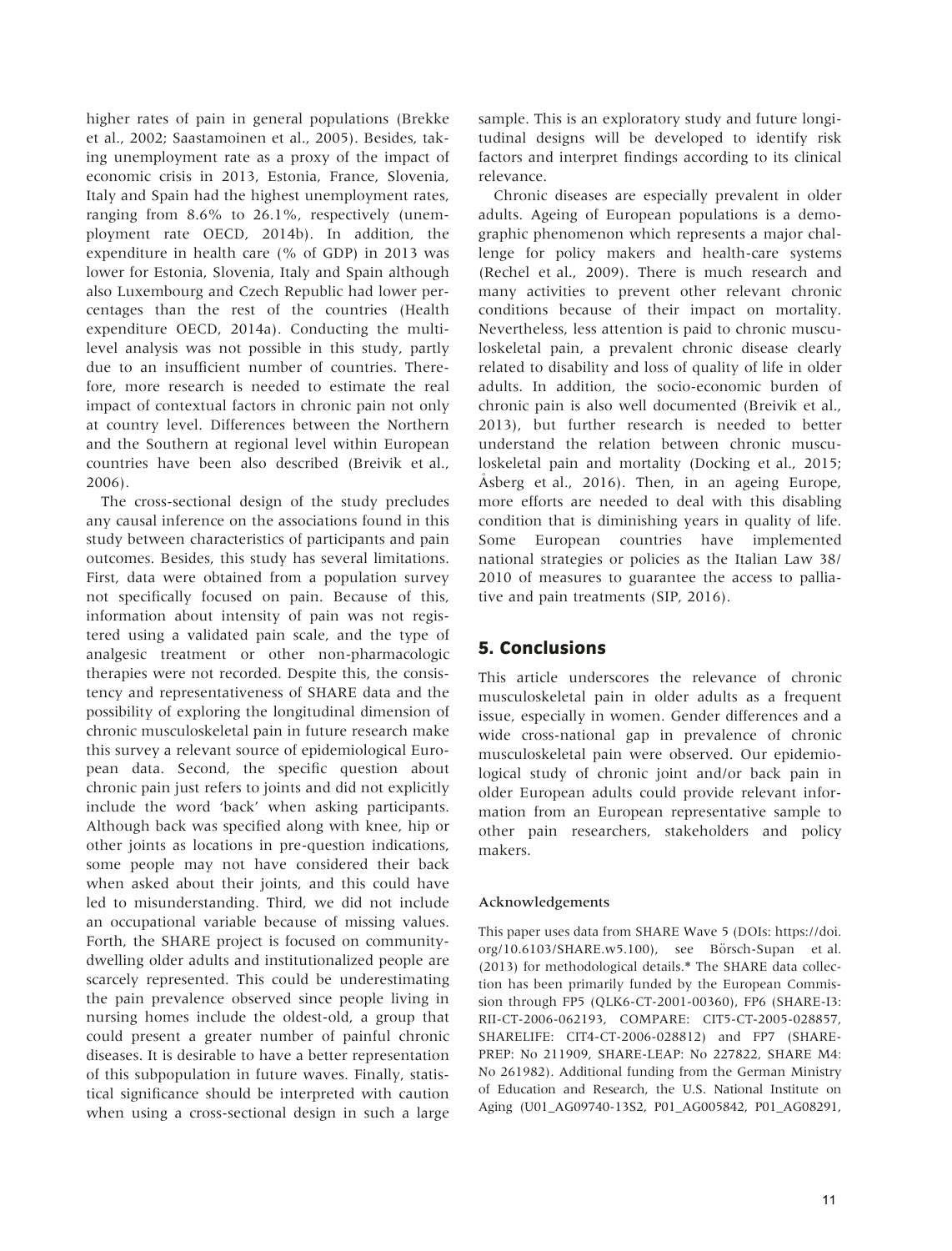higher rates of pain in general populations (Brekke et al., 2002; Saastamoinen et al., 2005). Besides, taking unemployment rate as a proxy of the impact of economic crisis in 2013, Estonia, France, Slovenia, Italy and Spain had the highest unemployment rates, ranging from 8.6% to 26.1%, respectively (unemployment rate OECD, 2014b). In addition, the expenditure in health care (% of GDP) in 2013 was lower for Estonia, Slovenia, Italy and Spain although also Luxembourg and Czech Republic had lower percentages than the rest of the countries (Health expenditure OECD, 2014a). Conducting the multilevel analysis was not possible in this study, partly due to an insufficient number of countries. Therefore, more research is needed to estimate the real impact of contextual factors in chronic pain not only at country level. Differences between the Northern and the Southern at regional level within European countries have been also described (Breivik et al., 2006).

The cross-sectional design of the study precludes any causal inference on the associations found in this study between characteristics of participants and pain outcomes. Besides, this study has several limitations. First, data were obtained from a population survey not specifically focused on pain. Because of this, information about intensity of pain was not registered using a validated pain scale, and the type of analgesic treatment or other non-pharmacologic therapies were not recorded. Despite this, the consistency and representativeness of SHARE data and the possibility of exploring the longitudinal dimension of chronic musculoskeletal pain in future research make this survey a relevant source of epidemiological European data. Second, the specific question about chronic pain just refers to joints and did not explicitly include the word 'back' when asking participants. Although back was specified along with knee, hip or other joints as locations in pre-question indications, some people may not have considered their back when asked about their joints, and this could have led to misunderstanding. Third, we did not include an occupational variable because of missing values. Forth, the SHARE project is focused on community-dwelling older adults and institutionalized people are scarcely represented. This could be underestimating the pain prevalence observed since people living in nursing homes include the oldest-old, a group that could present a greater number of painful chronic diseases. It is desirable to have a better representation of this subpopulation in future waves. Finally, statistical significance should be interpreted with caution when using a cross-sectional design in such a large sample. This is an exploratory study and future longitudinal designs will be developed to identify risk factors and interpret findings according to its clinical relevance.

Chronic diseases are especially prevalent in older adults. Ageing of European populations is a demographic phenomenon which represents a major challenge for policy makers and health-care systems (Rechel et al., 2009). There is much research and many activities to prevent other relevant chronic conditions because of their impact on mortality. Nevertheless, less attention is paid to chronic musculoskeletal pain, a prevalent chronic disease clearly related to disability and loss of quality of life in older adults. In addition, the socio-economic burden of chronic pain is also well documented (Breivik et al., 2013), but further research is needed to better understand the relation between chronic musculoskeletal pain and mortality (Docking et al., 2015; Åsberg et al., 2016). Then, in an ageing Europe, more efforts are needed to deal with this disabling condition that is diminishing years in quality of life. Some European countries have implemented national strategies or policies as the Italian Law 38/2010 of measures to guarantee the access to palliative and pain treatments (SIP, 2016).

## 5. Conclusions

This article underscores the relevance of chronic musculoskeletal pain in older adults as a frequent issue, especially in women. Gender differences and a wide cross-national gap in prevalence of chronic musculoskeletal pain were observed. Our epidemiological study of chronic joint and/or back pain in older European adults could provide relevant information from an European representative sample to other pain researchers, stakeholders and policy makers.

#### Acknowledgements

This paper uses data from SHARE Wave 5 (DOIs: https://doi.org/10.6103/SHARE.w5.100), see Börsch-Supan et al. (2013) for methodological details.* The SHARE data collection has been primarily funded by the European Commission through FP5 (QLK6-CT-2001-00360), FP6 (SHARE-I3: RII-CT-2006-062193, COMPARE: CIT5-CT-2005-028857, SHARELIFE: CIT4-CT-2006-028812) and FP7 (SHARE-PREP: No 211909, SHARE-LEAP: No 227822, SHARE M4: No 261982). Additional funding from the German Ministry of Education and Research, the U.S. National Institute on Aging (U01_AG09740-13S2, P01_AG005842, P01_AG08291,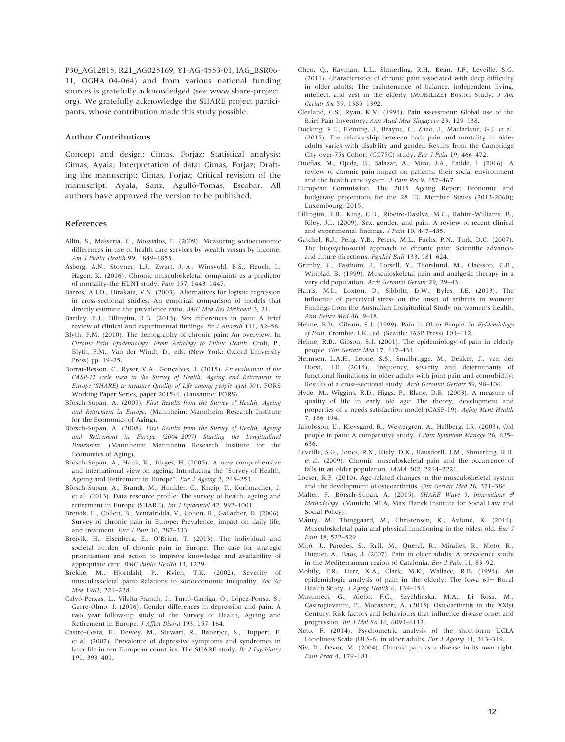P30_AG12815, R21_AG025169, Y1-AG-4553-01, IAG_BSR06-11, OGHA_04-064) and from various national funding sources is gratefully acknowledged (see www.share-project.org). We gratefully acknowledge the SHARE project participants, whose contribution made this study possible.

### Author Contributions

Concept and design: Cimas, Forjaz; Statistical analysis: Cimas, Ayala; Interpretation of data: Cimas, Forjaz; Drafting the manuscript: Cimas, Forjaz; Critical revision of the manuscript: Ayala, Sanz, Agulló-Tomas, Escobar. All authors have approved the version to be published.

### References

Allin, S., Masseria, C., Mossialos, E. (2009). Measuring socioeconomic differences in use of health care services by wealth versus by income. *Am J Public Health* 99, 1849–1855.

Åsberg, A.N., Stovner, L.J., Zwart, J.-A., Winsvold, B.S., Heuch, I., Hagen, K. (2016). Chronic musculoskeletal complaints as a predictor of mortality-the HUNT study. *Pain* 157, 1443–1447.

Barros, A.J.D., Hirakata, V.N. (2003). Alternatives for logistic regression in cross-sectional studies: An empirical comparison of models that directly estimate the prevalence ratio. *BMC Med Res Methodol* 3, 21.

Bartley, E.J., Fillingim, R.B. (2013). Sex differences in pain: A brief review of clinical and experimental findings. *Br J Anaesth* 111, 52–58.

Blyth, F.M. (2010). The demography of chronic pain: An overview. In *Chronic Pain Epidemiology: From Aetiology to Public Health*. Croft, P., Blyth, F.M., Van der Windt, D., eds. (New York: Oxford University Press) pp. 19–25.

Borrat-Besson, C., Ryser, V.A., Gonçalves, J. (2015). *An evaluation of the CASP-12 scale used in the Survey of Health, Ageing and Retirement in Europe (SHARE) to measure Quality of Life among people aged 50+*. FORS Working Paper Series, paper 2015-4. (Lausanne: FORS).

Börsch-Supan, A. (2005). *First Results from the Survey of Health, Ageing and Retirement in Europe*. (Mannheim: Mannheim Research Institute for the Economics of Aging).

Börsch-Supan, A. (2008). *First Results from the Survey of Health, Ageing and Retirement in Europe (2004–2007) Starting the Longitudinal Dimension*. (Mannheim: Mannheim Research Institute for the Economics of Aging).

Börsch-Supan, A., Hank, K., Jürges, H. (2005). A new comprehensive and international view on ageing: Introducing the "Survey of Health, Ageing and Retirement in Europe". *Eur J Ageing* 2, 245–253.

Börsch-Supan, A., Brandt, M., Hunkler, C., Kneip, T., Korbmacher, J. et al. (2013). Data resource profile: The survey of health, ageing and retirement in Europe (SHARE). *Int J Epidemiol* 42, 992–1001.

Breivik, H., Collett, B., Ventafridda, V., Cohen, R., Gallacher, D. (2006). Survey of chronic pain in Europe: Prevalence, impact on daily life, and treatment. *Eur J Pain* 10, 287–333.

Breivik, H., Eisenberg, E., O'Brien, T. (2013). The individual and societal burden of chronic pain in Europe: The case for strategic prioritisation and action to improve knowledge and availability of appropriate care. *BMC Public Health* 13, 1229.

Brekke, M., Hjortdahl, P., Kvien, T.K. (2002). Severity of musculoskeletal pain: Relations to socioeconomic inequality. *Soc Sci Med* 1982, 221–228.

Calvó-Perxas, L., Vilalta-Franch, J., Turró-Garriga, O., López-Pousa, S., Garre-Olmo, J. (2016). Gender differences in depression and pain: A two year follow-up study of the Survey of Health, Ageing and Retirement in Europe. *J Affect Disord* 193, 157–164.

Castro-Costa, E., Dewey, M., Stewart, R., Banerjee, S., Huppert, F. et al. (2007). Prevalence of depressive symptoms and syndromes in later life in ten European countries: The SHARE study. *Br J Psychiatry* 191, 393–401.

Chen, Q., Hayman, L.L., Shmerling, R.H., Bean, J.F., Leveille, S.G. (2011). Characteristics of chronic pain associated with sleep difficulty in older adults: The maintenance of balance, independent living, intellect, and zest in the elderly (MOBILIZE) Boston Study. *J Am Geriatr Soc* 59, 1385–1392.

Cleeland, C.S., Ryan, K.M. (1994). Pain assessment: Global use of the Brief Pain Inventory. *Ann Acad Med Singapore* 23, 129–138.

Docking, R.E., Fleming, J., Brayne, C., Zhao, J., Macfarlane, G.J. et al. (2015). The relationship between back pain and mortality in older adults varies with disability and gender: Results from the Cambridge City over-75s Cohort (CC75C) study. *Eur J Pain* 19, 466–472.

Dueñas, M., Ojeda, B., Salazar, A., Mico, J.A., Failde, I. (2016). A review of chronic pain impact on patients, their social environment and the health care system. *J Pain Res* 9, 457–467.

European Commission. The 2015 Ageing Report Economic and budgetary projections for the 28 EU Member States (2013-2060); Luxembourg, 2015.

Fillingim, R.B., King, C.D., Ribeiro-Dasilva, M.C., Rahim-Williams, B., Riley, J.L. (2009). Sex, gender, and pain: A review of recent clinical and experimental findings. *J Pain* 10, 447–485.

Gatchel, R.J., Peng, Y.B., Peters, M.L., Fuchs, P.N., Turk, D.C. (2007). The biopsychosocial approach to chronic pain: Scientific advances and future directions. *Psychol Bull* 133, 581–624.

Grimby, C., Fastbom, J., Forsell, Y., Thorslund, M., Claesson, C.B., Winblad, B. (1999). Musculoskeletal pain and analgesic therapy in a very old population. *Arch Gerontol Geriatr* 29, 29–43.

Harris, M.L., Loxton, D., Sibbritt, D.W., Byles, J.E. (2013). The influence of perceived stress on the onset of arthritis in women: Findings from the Australian Longitudinal Study on women's health. *Ann Behav Med* 46, 9–18.

Helme, R.D., Gibson, S.J. (1999). Pain in Older People. In *Epidemiology of Pain*. Crombie, I.K., ed. (Seattle: IASP Press) 103–112.

Helme, R.D., Gibson, S.J. (2001). The epidemiology of pain in elderly people. *Clin Geriatr Med* 17, 417–431.

Hermsen, L.A.H., Leone, S.S., Smalbrugge, M., Dekker, J., van der Horst, H.E. (2014). Frequency, severity and determinants of functional limitations in older adults with joint pain and comorbidity: Results of a cross-sectional study. *Arch Gerontol Geriatr* 59, 98–106.

Hyde, M., Wiggins, R.D., Higgs, P., Blane, D.B. (2003). A measure of quality of life in early old age: The theory, development and properties of a needs satisfaction model (CASP-19). *Aging Ment Health* 7, 186–194.

Jakobsson, U., Klevsgard, R., Westergren, A., Hallberg, I.R. (2003). Old people in pain: A comparative study. *J Pain Symptom Manage* 26, 625–636.

Leveille, S.G., Jones, R.N., Kiely, D.K., Hausdorff, J.M., Shmerling, R.H. et al. (2009). Chronic musculoskeletal pain and the occurrence of falls in an older population. *JAMA* 302, 2214–2221.

Loeser, R.F. (2010). Age-related changes in the musculoskeletal system and the development of osteoarthritis. *Clin Geriatr Med* 26, 371–386.

Malter, F., Börsch-Supan, A. (2015). *SHARE Wave 5: Innovations & Methodology*. (Munich: MEA, Max Planck Institute for Social Law and Social Policy).

Mänty, M., Thinggaard, M., Christensen, K., Avlund, K. (2014). Musculoskeletal pain and physical functioning in the oldest old. *Eur J Pain* 18, 522–529.

Miró, J., Paredes, S., Rull, M., Queral, R., Miralles, R., Nieto, R., Huguet, A., Baos, J. (2007). Pain in older adults: A prevalence study in the Mediterranean region of Catalonia. *Eur J Pain* 11, 83–92.

Mobily, P.R., Herr, K.A., Clark, M.K., Wallace, R.B. (1994). An epidemiologic analysis of pain in the elderly: The Iowa 65+ Rural Health Study. *J Aging Health* 6, 139–154.

Musumeci, G., Aiello, F.C., Szychlinska, M.A., Di Rosa, M., Castrogiovanni, P., Mobasheri, A. (2015). Osteoarthritis in the XXIst Century: Risk factors and behaviours that influence disease onset and progression. *Int J Mol Sci* 16, 6093–6112.

Neto, F. (2014). Psychometric analysis of the short-form UCLA Loneliness Scale (ULS-6) in older adults. *Eur J Ageing* 11, 313–319.

Niv, D., Devor, M. (2004). Chronic pain as a disease in its own right. *Pain Pract* 4, 179–181.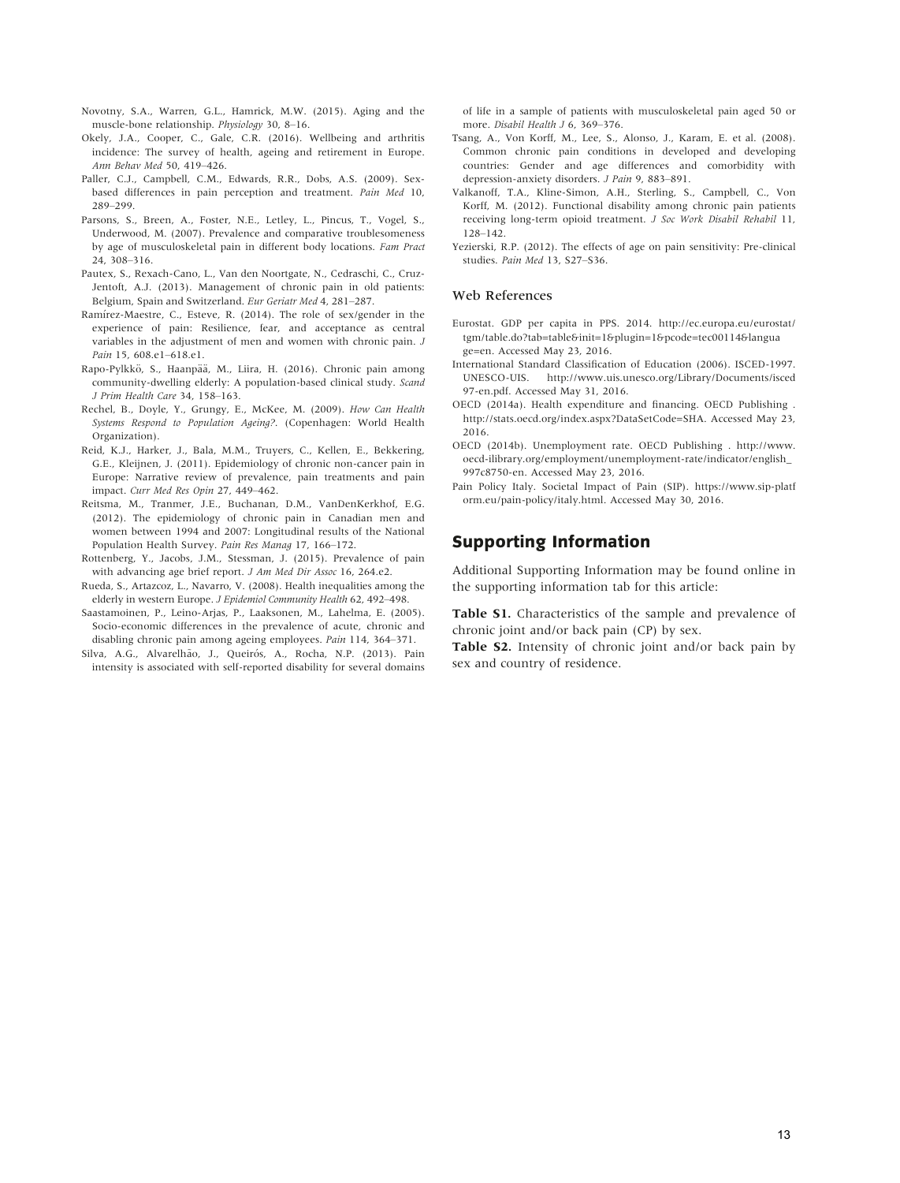Novotny, S.A., Warren, G.L., Hamrick, M.W. (2015). Aging and the muscle-bone relationship. *Physiology* 30, 8–16.

Okely, J.A., Cooper, C., Gale, C.R. (2016). Wellbeing and arthritis incidence: The survey of health, ageing and retirement in Europe. *Ann Behav Med* 50, 419–426.

Paller, C.J., Campbell, C.M., Edwards, R.R., Dobs, A.S. (2009). Sex-based differences in pain perception and treatment. *Pain Med* 10, 289–299.

Parsons, S., Breen, A., Foster, N.E., Letley, L., Pincus, T., Vogel, S., Underwood, M. (2007). Prevalence and comparative troublesomeness by age of musculoskeletal pain in different body locations. *Fam Pract* 24, 308–316.

Pautex, S., Rexach-Cano, L., Van den Noortgate, N., Cedraschi, C., Cruz-Jentoft, A.J. (2013). Management of chronic pain in old patients: Belgium, Spain and Switzerland. *Eur Geriatr Med* 4, 281–287.

Ramírez-Maestre, C., Esteve, R. (2014). The role of sex/gender in the experience of pain: Resilience, fear, and acceptance as central variables in the adjustment of men and women with chronic pain. *J Pain* 15, 608.e1–618.e1.

Rapo-Pylkkö, S., Haanpää, M., Liira, H. (2016). Chronic pain among community-dwelling elderly: A population-based clinical study. *Scand J Prim Health Care* 34, 158–163.

Rechel, B., Doyle, Y., Grungy, E., McKee, M. (2009). *How Can Health Systems Respond to Population Ageing?*. (Copenhagen: World Health Organization).

Reid, K.J., Harker, J., Bala, M.M., Truyers, C., Kellen, E., Bekkering, G.E., Kleijnen, J. (2011). Epidemiology of chronic non-cancer pain in Europe: Narrative review of prevalence, pain treatments and pain impact. *Curr Med Res Opin* 27, 449–462.

Reitsma, M., Tranmer, J.E., Buchanan, D.M., VanDenKerkhof, E.G. (2012). The epidemiology of chronic pain in Canadian men and women between 1994 and 2007: Longitudinal results of the National Population Health Survey. *Pain Res Manag* 17, 166–172.

Rottenberg, Y., Jacobs, J.M., Stessman, J. (2015). Prevalence of pain with advancing age brief report. *J Am Med Dir Assoc* 16, 264.e2.

Rueda, S., Artazcoz, L., Navarro, V. (2008). Health inequalities among the elderly in western Europe. *J Epidemiol Community Health* 62, 492–498.

Saastamoinen, P., Leino-Arjas, P., Laaksonen, M., Lahelma, E. (2005). Socio-economic differences in the prevalence of acute, chronic and disabling chronic pain among ageing employees. *Pain* 114, 364–371.

Silva, A.G., Alvarelhão, J., Queirós, A., Rocha, N.P. (2013). Pain intensity is associated with self-reported disability for several domains of life in a sample of patients with musculoskeletal pain aged 50 or more. *Disabil Health J* 6, 369–376.

Tsang, A., Von Korff, M., Lee, S., Alonso, J., Karam, E. et al. (2008). Common chronic pain conditions in developed and developing countries: Gender and age differences and comorbidity with depression-anxiety disorders. *J Pain* 9, 883–891.

Valkanoff, T.A., Kline-Simon, A.H., Sterling, S., Campbell, C., Von Korff, M. (2012). Functional disability among chronic pain patients receiving long-term opioid treatment. *J Soc Work Disabil Rehabil* 11, 128–142.

Yezierski, R.P. (2012). The effects of age on pain sensitivity: Pre-clinical studies. *Pain Med* 13, S27–S36.

### Web References

Eurostat. GDP per capita in PPS. 2014. http://ec.europa.eu/eurostat/tgm/table.do?tab=table&init=1&plugin=1&pcode=tec00114&language=en. Accessed May 23, 2016.

International Standard Classification of Education (2006). ISCED-1997. UNESCO-UIS. http://www.uis.unesco.org/Library/Documents/isced97-en.pdf. Accessed May 31, 2016.

OECD (2014a). Health expenditure and financing. OECD Publishing . http://stats.oecd.org/index.aspx?DataSetCode=SHA. Accessed May 23, 2016.

OECD (2014b). Unemployment rate. OECD Publishing . http://www.oecd-ilibrary.org/employment/unemployment-rate/indicator/english_997c8750-en. Accessed May 23, 2016.

Pain Policy Italy. Societal Impact of Pain (SIP). https://www.sip-platform.eu/pain-policy/italy.html. Accessed May 30, 2016.

## Supporting Information

Additional Supporting Information may be found online in the supporting information tab for this article:

**Table S1.** Characteristics of the sample and prevalence of chronic joint and/or back pain (CP) by sex.

**Table S2.** Intensity of chronic joint and/or back pain by sex and country of residence.